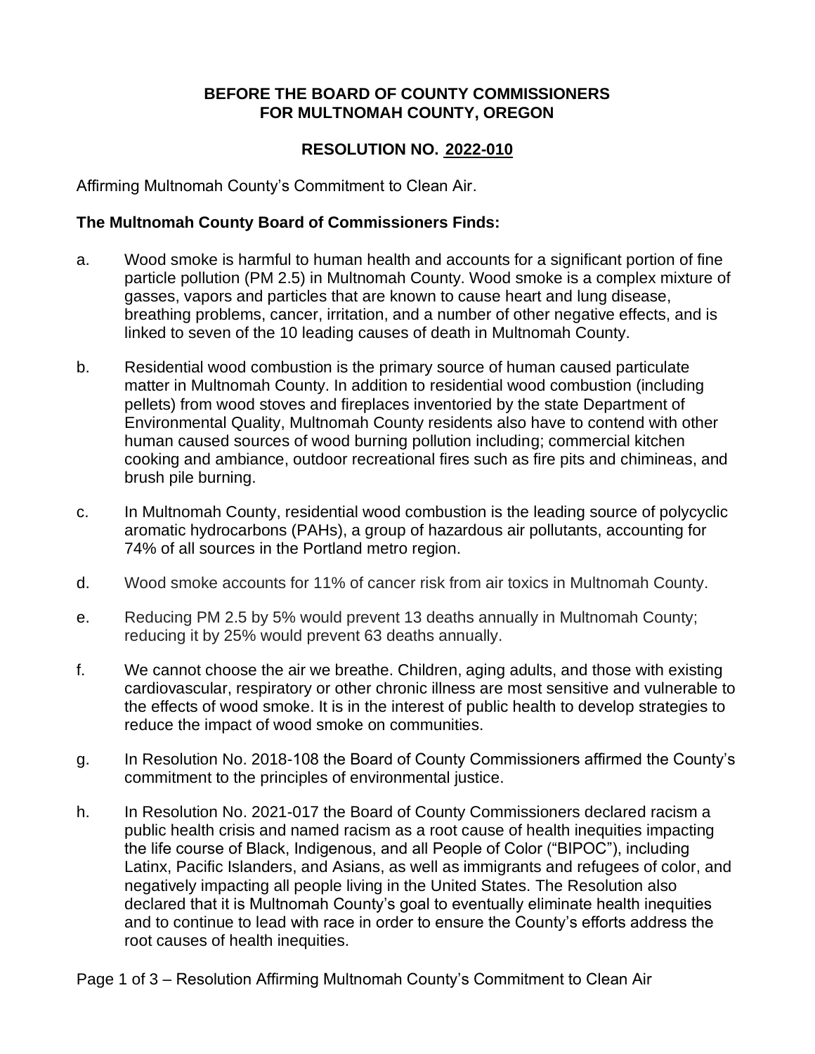**BEFORE THE BOARD OF COUNTY COMMISSIONERS FOR MULTNOMAH COUNTY, OREGON**

**RESOLUTION NO. 2022-010**

Affirming Multnomah County's Commitment to Clean Air.

**The Multnomah County Board of Commissioners Finds:**

a. Wood smoke is harmful to human health and accounts for a significant portion of fine particle pollution (PM 2.5) in Multnomah County. Wood smoke is a complex mixture of gasses, vapors and particles that are known to cause heart and lung disease, breathing problems, cancer, irritation, and a number of other negative effects, and is linked to seven of the 10 leading causes of death in Multnomah County.

b. Residential wood combustion is the primary source of human caused particulate matter in Multnomah County. In addition to residential wood combustion (including pellets) from wood stoves and fireplaces inventoried by the state Department of Environmental Quality, Multnomah County residents also have to contend with other human caused sources of wood burning pollution including; commercial kitchen cooking and ambiance, outdoor recreational fires such as fire pits and chimineas, and brush pile burning.

c. In Multnomah County, residential wood combustion is the leading source of polycyclic aromatic hydrocarbons (PAHs), a group of hazardous air pollutants, accounting for 74% of all sources in the Portland metro region.

d. Wood smoke accounts for 11% of cancer risk from air toxics in Multnomah County.

e. Reducing PM 2.5 by 5% would prevent 13 deaths annually in Multnomah County; reducing it by 25% would prevent 63 deaths annually.

f. We cannot choose the air we breathe. Children, aging adults, and those with existing cardiovascular, respiratory or other chronic illness are most sensitive and vulnerable to the effects of wood smoke. It is in the interest of public health to develop strategies to reduce the impact of wood smoke on communities.

g. In Resolution No. 2018-108 the Board of County Commissioners affirmed the County's commitment to the principles of environmental justice.

h. In Resolution No. 2021-017 the Board of County Commissioners declared racism a public health crisis and named racism as a root cause of health inequities impacting the life course of Black, Indigenous, and all People of Color ("BIPOC"), including Latinx, Pacific Islanders, and Asians, as well as immigrants and refugees of color, and negatively impacting all people living in the United States. The Resolution also declared that it is Multnomah County's goal to eventually eliminate health inequities and to continue to lead with race in order to ensure the County's efforts address the root causes of health inequities.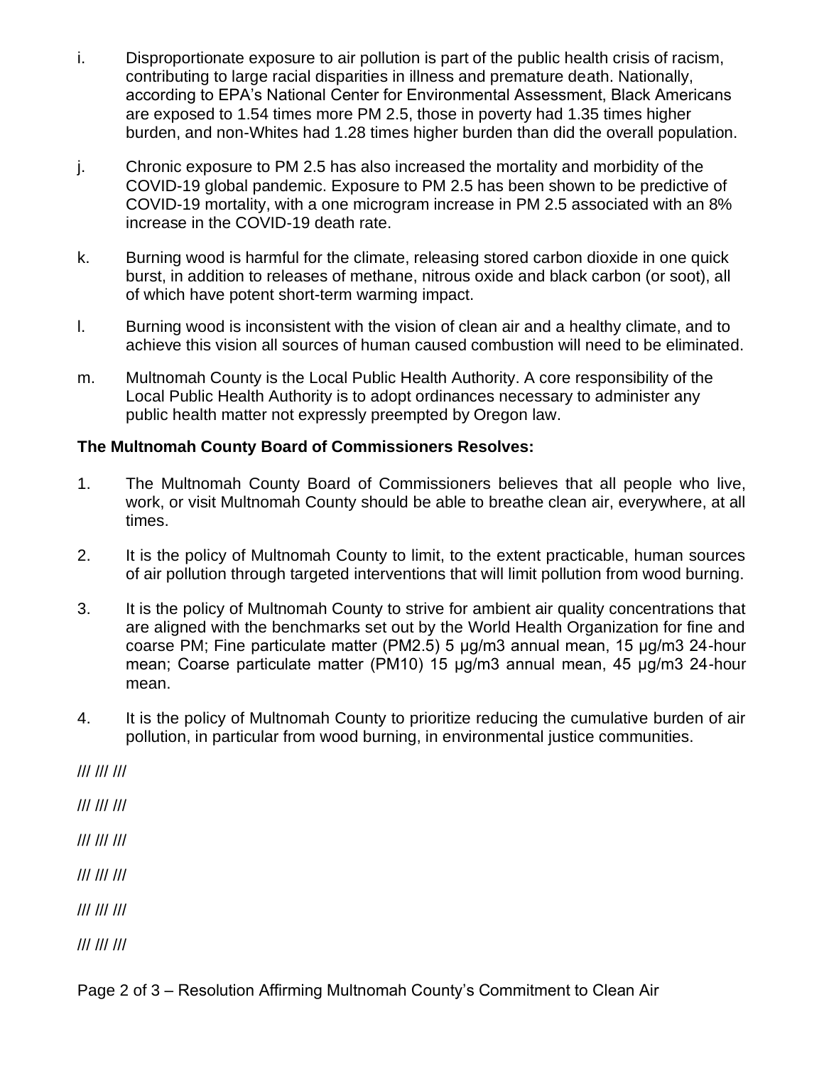i. Disproportionate exposure to air pollution is part of the public health crisis of racism, contributing to large racial disparities in illness and premature death. Nationally, according to EPA's National Center for Environmental Assessment, Black Americans are exposed to 1.54 times more PM 2.5, those in poverty had 1.35 times higher burden, and non-Whites had 1.28 times higher burden than did the overall population.

j. Chronic exposure to PM 2.5 has also increased the mortality and morbidity of the COVID-19 global pandemic. Exposure to PM 2.5 has been shown to be predictive of COVID-19 mortality, with a one microgram increase in PM 2.5 associated with an 8% increase in the COVID-19 death rate.

k. Burning wood is harmful for the climate, releasing stored carbon dioxide in one quick burst, in addition to releases of methane, nitrous oxide and black carbon (or soot), all of which have potent short-term warming impact.

l. Burning wood is inconsistent with the vision of clean air and a healthy climate, and to achieve this vision all sources of human caused combustion will need to be eliminated.

m. Multnomah County is the Local Public Health Authority. A core responsibility of the Local Public Health Authority is to adopt ordinances necessary to administer any public health matter not expressly preempted by Oregon law.

**The Multnomah County Board of Commissioners Resolves:**

1. The Multnomah County Board of Commissioners believes that all people who live, work, or visit Multnomah County should be able to breathe clean air, everywhere, at all times.

2. It is the policy of Multnomah County to limit, to the extent practicable, human sources of air pollution through targeted interventions that will limit pollution from wood burning.

3. It is the policy of Multnomah County to strive for ambient air quality concentrations that are aligned with the benchmarks set out by the World Health Organization for fine and coarse PM; Fine particulate matter (PM2.5) 5 µg/m3 annual mean, 15 µg/m3 24-hour mean; Coarse particulate matter (PM10) 15 µg/m3 annual mean, 45 µg/m3 24-hour mean.

4. It is the policy of Multnomah County to prioritize reducing the cumulative burden of air pollution, in particular from wood burning, in environmental justice communities.

/// /// ///

/// /// ///

/// /// ///

/// /// ///

/// /// ///

/// /// ///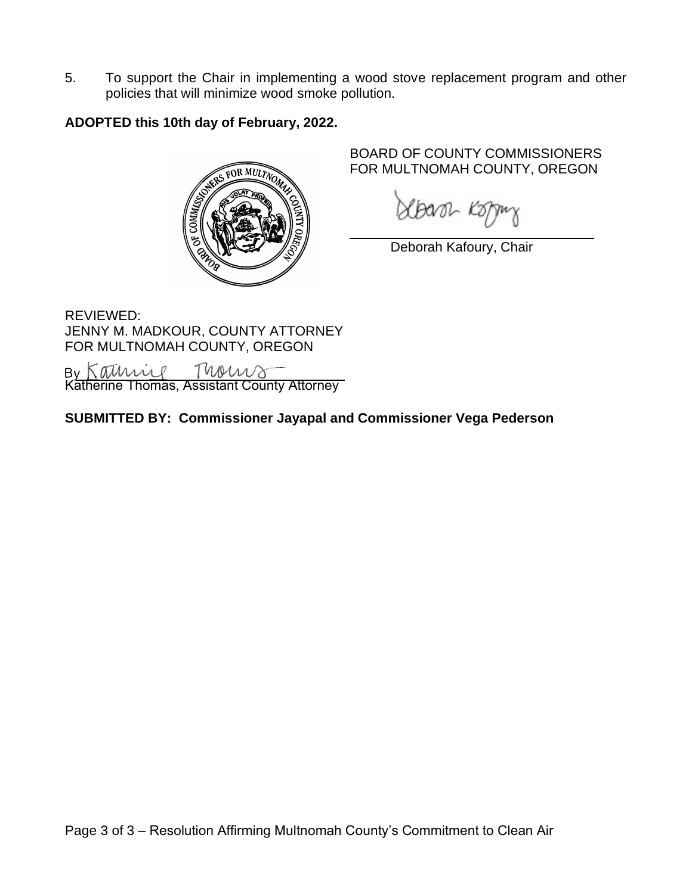5. To support the Chair in implementing a wood stove replacement program and other policies that will minimize wood smoke pollution.

**ADOPTED this 10th day of February, 2022.**

BOARD OF COUNTY COMMISSIONERS
FOR MULTNOMAH COUNTY, OREGON

Deborah Kafoury, Chair

REVIEWED:
JENNY M. MADKOUR, COUNTY ATTORNEY
FOR MULTNOMAH COUNTY, OREGON

By
Katherine Thomas, Assistant County Attorney

**SUBMITTED BY: Commissioner Jayapal and Commissioner Vega Pederson**